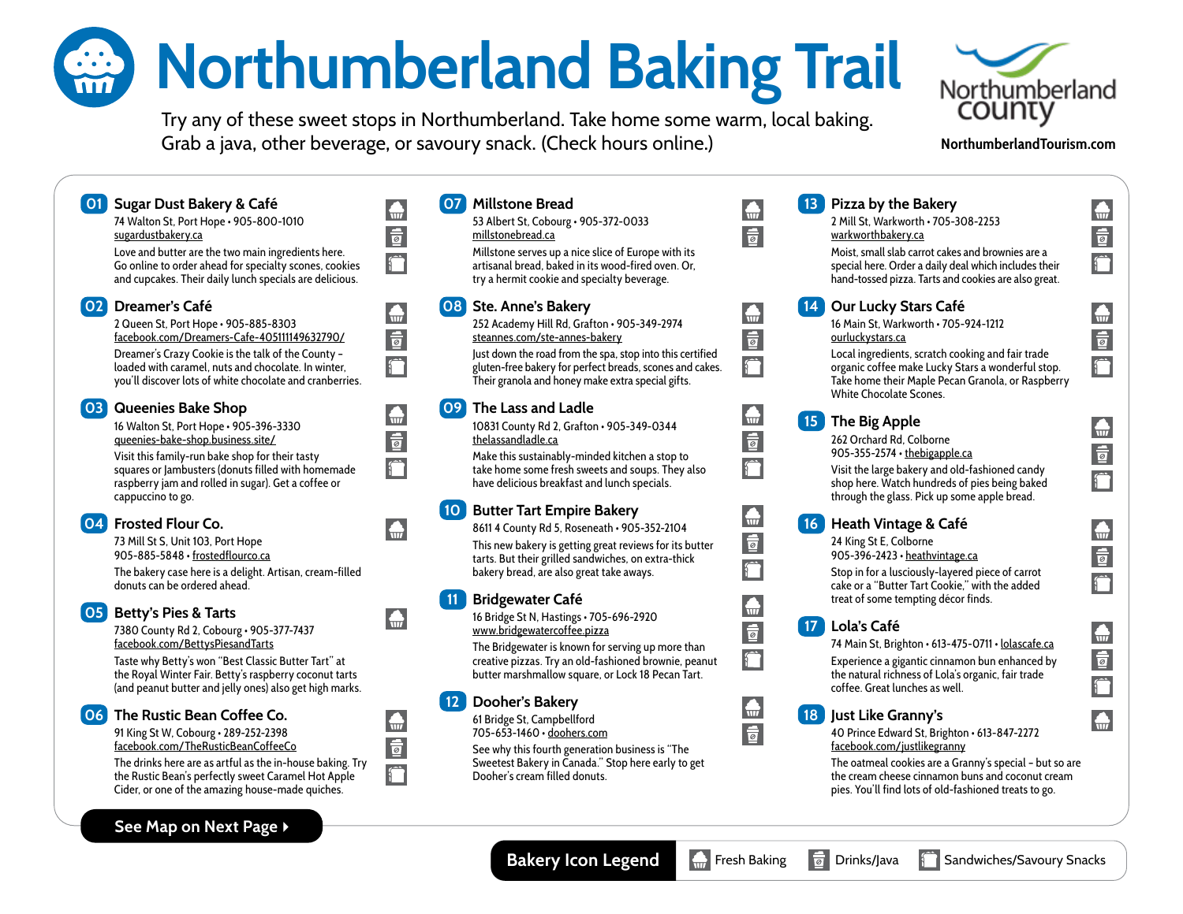# Northumberland Baking Trail

Try any of these sweet stops in Northumberland. Take home some warm, local baking. Grab a java, other beverage, or savoury snack. (Check hours online.)

Northumberland County
NorthumberlandTourism.com

## 01 Sugar Dust Bakery & Café

74 Walton St, Port Hope • 905-800-1010
sugardustbakery.ca

Love and butter are the two main ingredients here. Go online to order ahead for specialty scones, cookies and cupcakes. Their daily lunch specials are delicious.

## 02 Dreamer's Café

2 Queen St, Port Hope • 905-885-8303
facebook.com/Dreamers-Cafe-405111149632790/

Dreamer's Crazy Cookie is the talk of the County – loaded with caramel, nuts and chocolate. In winter, you'll discover lots of white chocolate and cranberries.

## 03 Queenies Bake Shop

16 Walton St, Port Hope • 905-396-3330
queenies-bake-shop.business.site/

Visit this family-run bake shop for their tasty squares or Jambusters (donuts filled with homemade raspberry jam and rolled in sugar). Get a coffee or cappuccino to go.

## 04 Frosted Flour Co.

73 Mill St S, Unit 103, Port Hope
905-885-5848 • frostedflourco.ca

The bakery case here is a delight. Artisan, cream-filled donuts can be ordered ahead.

## 05 Betty's Pies & Tarts

7380 County Rd 2, Cobourg • 905-377-7437
facebook.com/BettysPiesandTarts

Taste why Betty's won "Best Classic Butter Tart" at the Royal Winter Fair. Betty's raspberry coconut tarts (and peanut butter and jelly ones) also get high marks.

## 06 The Rustic Bean Coffee Co.

91 King St W, Cobourg • 289-252-2398
facebook.com/TheRusticBeanCoffeeCo

The drinks here are as artful as the in-house baking. Try the Rustic Bean's perfectly sweet Caramel Hot Apple Cider, or one of the amazing house-made quiches.

## 07 Millstone Bread

53 Albert St, Cobourg • 905-372-0033
millstonebread.ca

Millstone serves up a nice slice of Europe with its artisanal bread, baked in its wood-fired oven. Or, try a hermit cookie and specialty beverage.

## 08 Ste. Anne's Bakery

252 Academy Hill Rd, Grafton • 905-349-2974
steannes.com/ste-annes-bakery

Just down the road from the spa, stop into this certified gluten-free bakery for perfect breads, scones and cakes. Their granola and honey make extra special gifts.

## 09 The Lass and Ladle

10831 County Rd 2, Grafton • 905-349-0344
thelassandladle.ca

Make this sustainably-minded kitchen a stop to take home some fresh sweets and soups. They also have delicious breakfast and lunch specials.

## 10 Butter Tart Empire Bakery

8611 4 County Rd 5, Roseneath • 905-352-2104

This new bakery is getting great reviews for its butter tarts. But their grilled sandwiches, on extra-thick bakery bread, are also great take aways.

## 11 Bridgewater Café

16 Bridge St N, Hastings • 705-696-2920
www.bridgewatercoffee.pizza

The Bridgewater is known for serving up more than creative pizzas. Try an old-fashioned brownie, peanut butter marshmallow square, or Lock 18 Pecan Tart.

## 12 Dooher's Bakery

61 Bridge St, Campbellford
705-653-1460 • doohers.com

See why this fourth generation business is "The Sweetest Bakery in Canada." Stop here early to get Dooher's cream filled donuts.

## 13 Pizza by the Bakery

2 Mill St, Warkworth • 705-308-2253
warkworthbakery.ca

Moist, small slab carrot cakes and brownies are a special here. Order a daily deal which includes their hand-tossed pizza. Tarts and cookies are also great.

## 14 Our Lucky Stars Café

16 Main St, Warkworth • 705-924-1212
ourluckystars.ca

Local ingredients, scratch cooking and fair trade organic coffee make Lucky Stars a wonderful stop. Take home their Maple Pecan Granola, or Raspberry White Chocolate Scones.

## 15 The Big Apple

262 Orchard Rd, Colborne
905-355-2574 • thebigapple.ca

Visit the large bakery and old-fashioned candy shop here. Watch hundreds of pies being baked through the glass. Pick up some apple bread.

## 16 Heath Vintage & Café

24 King St E, Colborne
905-396-2423 • heathvintage.ca

Stop in for a lusciously-layered piece of carrot cake or a "Butter Tart Cookie," with the added treat of some tempting décor finds.

## 17 Lola's Café

74 Main St, Brighton • 613-475-0711 • lolascafe.ca

Experience a gigantic cinnamon bun enhanced by the natural richness of Lola's organic, fair trade coffee. Great lunches as well.

## 18 Just Like Granny's

40 Prince Edward St, Brighton • 613-847-2272
facebook.com/justlikegranny

The oatmeal cookies are a Granny's special – but so are the cream cheese cinnamon buns and coconut cream pies. You'll find lots of old-fashioned treats to go.

**See Map on Next Page ▸**

**Bakery Icon Legend:** Fresh Baking | Drinks/Java | Sandwiches/Savoury Snacks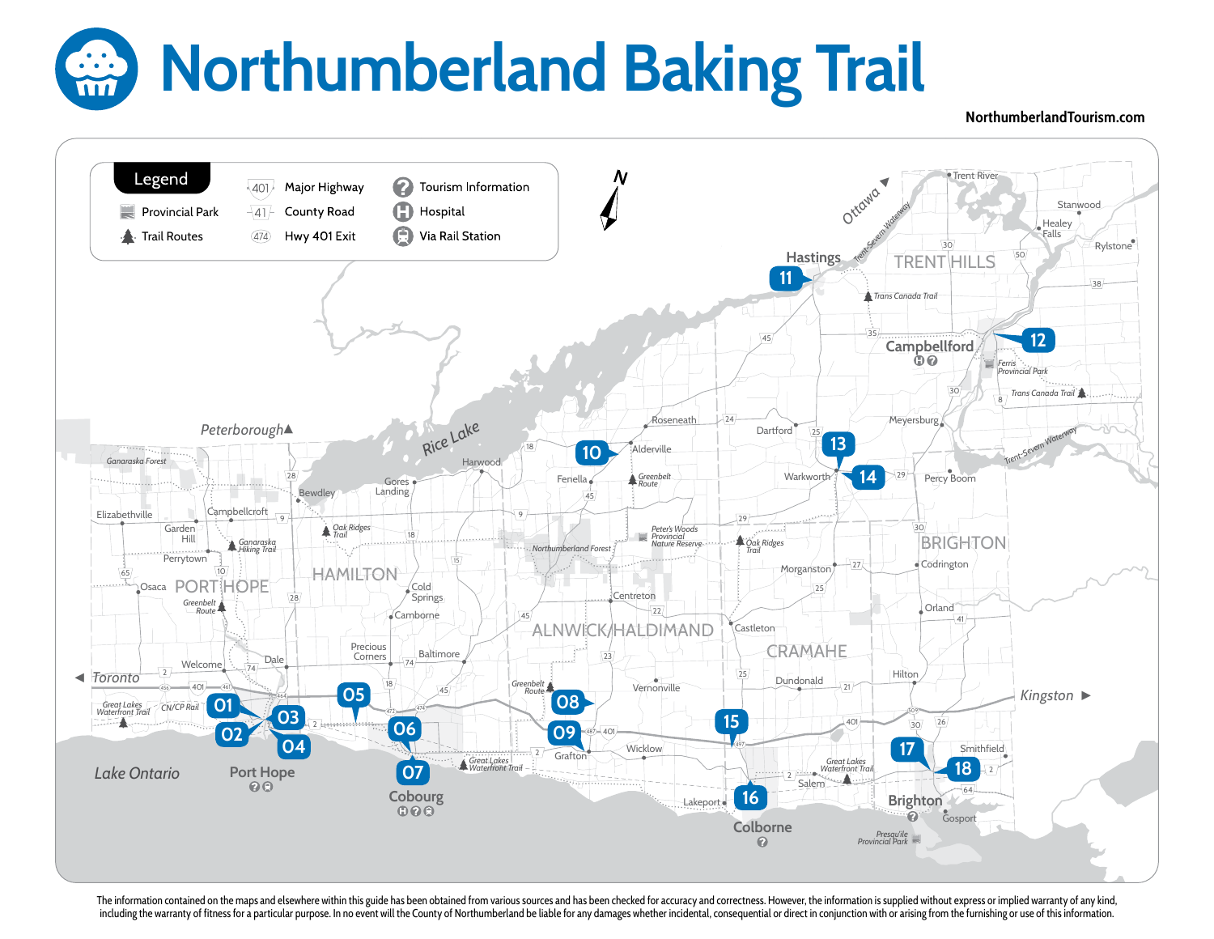# Northumberland Baking Trail

NorthumberlandTourism.com

**Legend**

- Provincial Park
- Trail Routes
- 401 Major Highway
- 41 County Road
- 474 Hwy 401 Exit
- Tourism Information
- Hospital
- Via Rail Station

The information contained on the maps and elsewhere within this guide has been obtained from various sources and has been checked for accuracy and correctness. However, the information is supplied without express or implied warranty of any kind, including the warranty of fitness for a particular purpose. In no event will the County of Northumberland be liable for any damages whether incidental, consequential or direct in conjunction with or arising from the furnishing or use of this information.